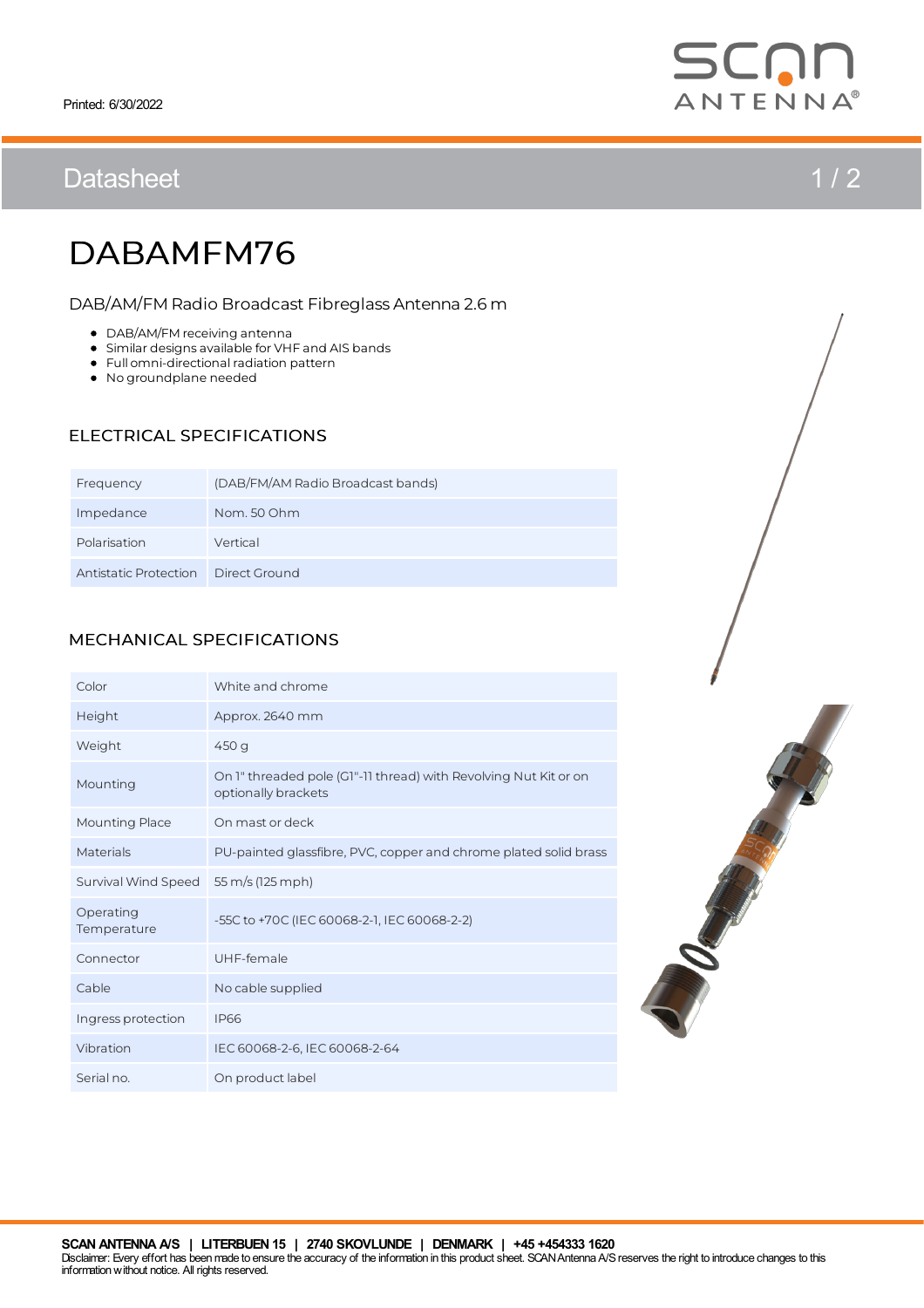Printed: 6/30/2022

# DABAMFM76

DAB/AM/FM Radio Broadcast Fibreglass Antenna 2.6 m

- DAB/AM/FM receiving antenna
- Similar designs available for VHF and AIS bands
- Full omni-directional radiation pattern
- No groundplane needed

## ELECTRICAL SPECIFICATIONS

| | |
|---|---|
| Frequency | (DAB/FM/AM Radio Broadcast bands) |
| Impedance | Nom. 50 Ohm |
| Polarisation | Vertical |
| Antistatic Protection | Direct Ground |

## MECHANICAL SPECIFICATIONS

| | |
|---|---|
| Color | White and chrome |
| Height | Approx. 2640 mm |
| Weight | 450 g |
| Mounting | On 1" threaded pole (G1"-11 thread) with Revolving Nut Kit or on optionally brackets |
| Mounting Place | On mast or deck |
| Materials | PU-painted glassfibre, PVC, copper and chrome plated solid brass |
| Survival Wind Speed | 55 m/s (125 mph) |
| Operating Temperature | -55C to +70C (IEC 60068-2-1, IEC 60068-2-2) |
| Connector | UHF-female |
| Cable | No cable supplied |
| Ingress protection | IP66 |
| Vibration | IEC 60068-2-6, IEC 60068-2-64 |
| Serial no. | On product label |

**SCAN ANTENNA A/S | LITERBUEN 15 | 2740 SKOVLUNDE | DENMARK | +45 +454333 1620**

Disclaimer: Every effort has been made to ensure the accuracy of the information in this product sheet. SCAN Antenna A/S reserves the right to introduce changes to this information without notice. All rights reserved.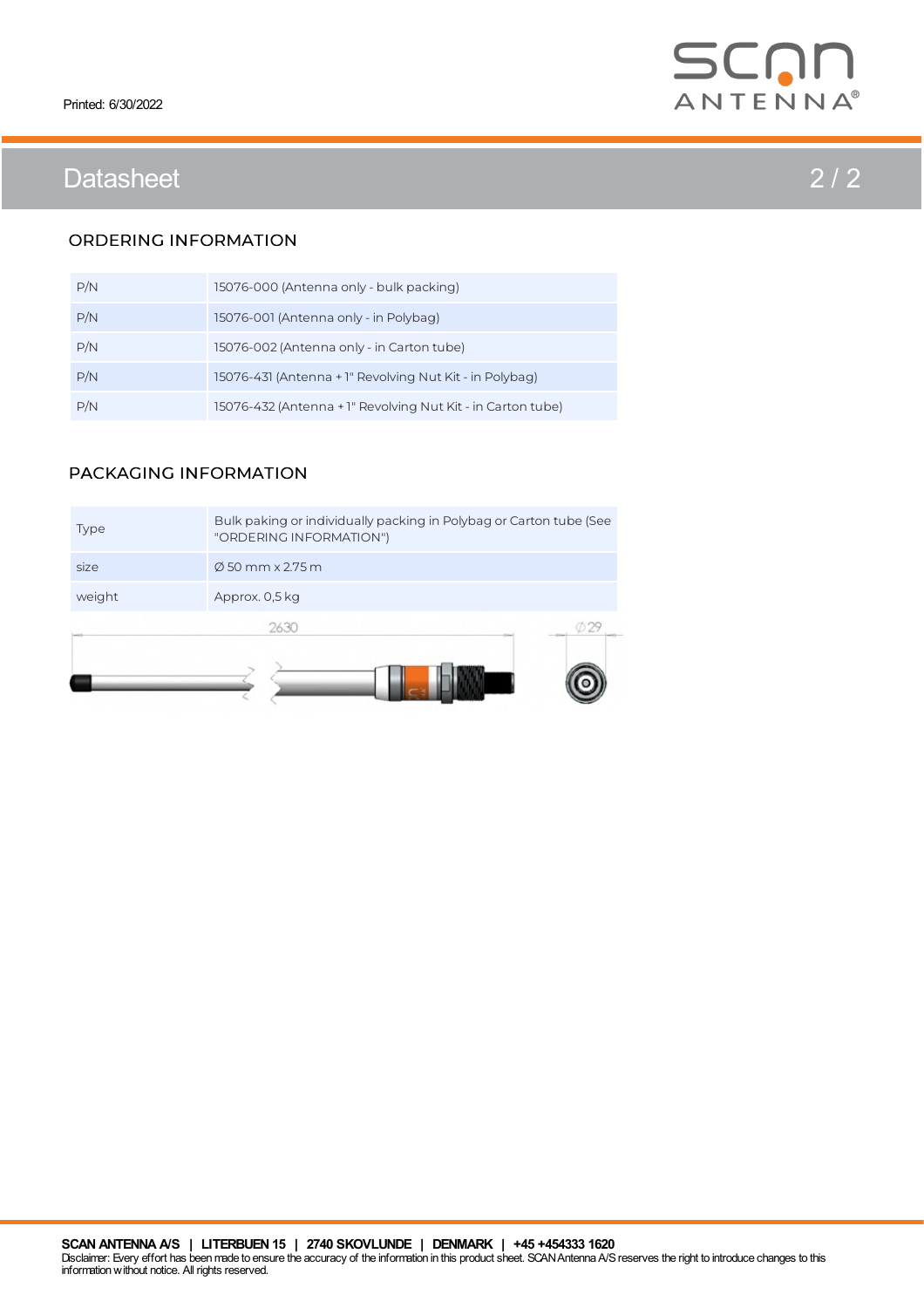Printed: 6/30/2022

# Datasheet

## ORDERING INFORMATION

| | |
|---|---|
| P/N | 15076-000 (Antenna only - bulk packing) |
| P/N | 15076-001 (Antenna only - in Polybag) |
| P/N | 15076-002 (Antenna only - in Carton tube) |
| P/N | 15076-431 (Antenna + 1" Revolving Nut Kit - in Polybag) |
| P/N | 15076-432 (Antenna + 1" Revolving Nut Kit - in Carton tube) |

## PACKAGING INFORMATION

| | |
|---|---|
| Type | Bulk paking or individually packing in Polybag or Carton tube (See "ORDERING INFORMATION") |
| size | Ø 50 mm x 2.75 m |
| weight | Approx. 0,5 kg |

2630

Ø29

**SCAN ANTENNA A/S | LITERBUEN 15 | 2740 SKOVLUNDE | DENMARK | +45 +454333 1620**

Disclaimer: Every effort has been made to ensure the accuracy of the information in this product sheet. SCAN Antenna A/S reserves the right to introduce changes to this information without notice. All rights reserved.